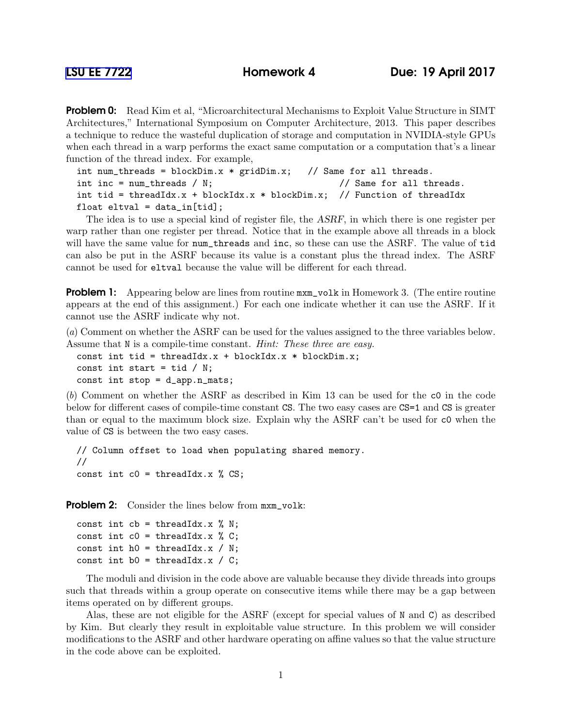**LSU EE 7722** **Homework 4** **Due: 19 April 2017**

**Problem 0:** Read Kim et al, "Microarchitectural Mechanisms to Exploit Value Structure in SIMT Architectures," International Symposium on Computer Architecture, 2013. This paper describes a technique to reduce the wasteful duplication of storage and computation in NVIDIA-style GPUs when each thread in a warp performs the exact same computation or a computation that's a linear function of the thread index. For example,

```
int num_threads = blockDim.x * gridDim.x;   // Same for all threads.
int inc = num_threads / N;                    // Same for all threads.
int tid = threadIdx.x + blockIdx.x * blockDim.x;  // Function of threadIdx
float eltval = data_in[tid];
```

The idea is to use a special kind of register file, the *ASRF*, in which there is one register per warp rather than one register per thread. Notice that in the example above all threads in a block will have the same value for `num_threads` and `inc`, so these can use the ASRF. The value of `tid` can also be put in the ASRF because its value is a constant plus the thread index. The ASRF cannot be used for `eltval` because the value will be different for each thread.

**Problem 1:** Appearing below are lines from routine `mxm_volk` in Homework 3. (The entire routine appears at the end of this assignment.) For each one indicate whether it can use the ASRF. If it cannot use the ASRF indicate why not.

(*a*) Comment on whether the ASRF can be used for the values assigned to the three variables below. Assume that `N` is a compile-time constant. *Hint: These three are easy.*

```
const int tid = threadIdx.x + blockIdx.x * blockDim.x;
const int start = tid / N;
const int stop = d_app.n_mats;
```

(*b*) Comment on whether the ASRF as described in Kim 13 can be used for the `c0` in the code below for different cases of compile-time constant `CS`. The two easy cases are `CS=1` and `CS` is greater than or equal to the maximum block size. Explain why the ASRF can't be used for `c0` when the value of `CS` is between the two easy cases.

```
// Column offset to load when populating shared memory.
//
const int c0 = threadIdx.x % CS;
```

**Problem 2:** Consider the lines below from `mxm_volk`:

```
const int cb = threadIdx.x % N;
const int c0 = threadIdx.x % C;
const int h0 = threadIdx.x / N;
const int b0 = threadIdx.x / C;
```

The moduli and division in the code above are valuable because they divide threads into groups such that threads within a group operate on consecutive items while there may be a gap between items operated on by different groups.

Alas, these are not eligible for the ASRF (except for special values of `N` and `C`) as described by Kim. But clearly they result in exploitable value structure. In this problem we will consider modifications to the ASRF and other hardware operating on affine values so that the value structure in the code above can be exploited.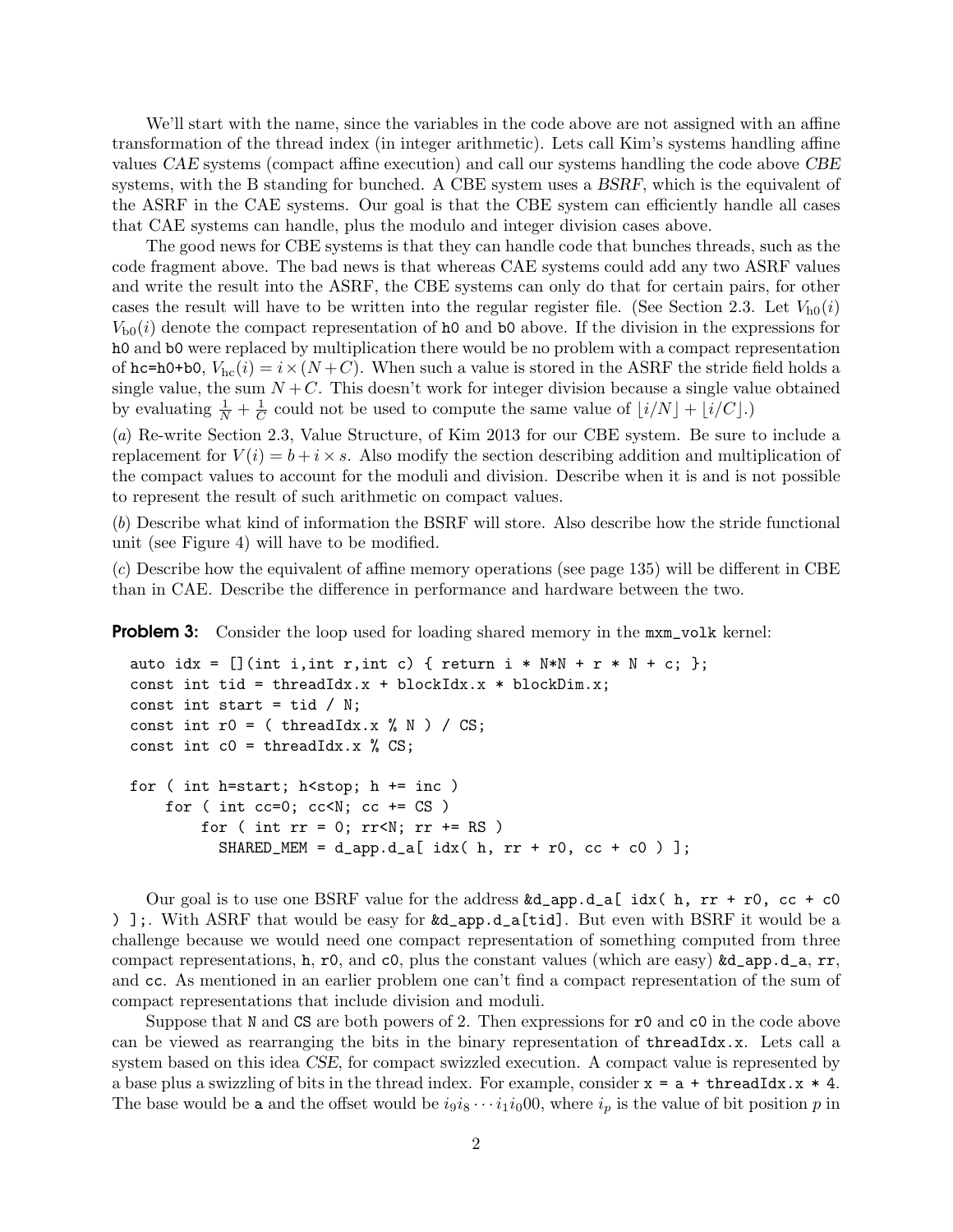We'll start with the name, since the variables in the code above are not assigned with an affine transformation of the thread index (in integer arithmetic). Lets call Kim's systems handling affine values *CAE* systems (compact affine execution) and call our systems handling the code above *CBE* systems, with the B standing for bunched. A CBE system uses a *BSRF*, which is the equivalent of the ASRF in the CAE systems. Our goal is that the CBE system can efficiently handle all cases that CAE systems can handle, plus the modulo and integer division cases above.

The good news for CBE systems is that they can handle code that bunches threads, such as the code fragment above. The bad news is that whereas CAE systems could add any two ASRF values and write the result into the ASRF, the CBE systems can only do that for certain pairs, for other cases the result will have to be written into the regular register file. (See Section 2.3. Let $V_{\rm h0}(i)$ $V_{\rm b0}(i)$ denote the compact representation of `h0` and `b0` above. If the division in the expressions for `h0` and `b0` were replaced by multiplication there would be no problem with a compact representation of `hc=h0+b0`, $V_{\rm hc}(i) = i \times (N+C)$. When such a value is stored in the ASRF the stride field holds a single value, the sum $N + C$. This doesn't work for integer division because a single value obtained by evaluating $\frac{1}{N} + \frac{1}{C}$ could not be used to compute the same value of $\lfloor i/N \rfloor + \lfloor i/C \rfloor$.)

(*a*) Re-write Section 2.3, Value Structure, of Kim 2013 for our CBE system. Be sure to include a replacement for $V(i) = b + i \times s$. Also modify the section describing addition and multiplication of the compact values to account for the moduli and division. Describe when it is and is not possible to represent the result of such arithmetic on compact values.

(*b*) Describe what kind of information the BSRF will store. Also describe how the stride functional unit (see Figure 4) will have to be modified.

(*c*) Describe how the equivalent of affine memory operations (see page 135) will be different in CBE than in CAE. Describe the difference in performance and hardware between the two.

**Problem 3:** Consider the loop used for loading shared memory in the `mxm_volk` kernel:

```
auto idx = [](int i,int r,int c) { return i * N*N + r * N + c; };
const int tid = threadIdx.x + blockIdx.x * blockDim.x;
const int start = tid / N;
const int r0 = ( threadIdx.x % N ) / CS;
const int c0 = threadIdx.x % CS;

for ( int h=start; h<stop; h += inc )
    for ( int cc=0; cc<N; cc += CS )
        for ( int rr = 0; rr<N; rr += RS )
          SHARED_MEM = d_app.d_a[ idx( h, rr + r0, cc + c0 ) ];
```

Our goal is to use one BSRF value for the address `&d_app.d_a[ idx( h, rr + r0, cc + c0 ) ];`. With ASRF that would be easy for `&d_app.d_a[tid]`. But even with BSRF it would be a challenge because we would need one compact representation of something computed from three compact representations, `h`, `r0`, and `c0`, plus the constant values (which are easy) `&d_app.d_a`, `rr`, and `cc`. As mentioned in an earlier problem one can't find a compact representation of the sum of compact representations that include division and moduli.

Suppose that `N` and `CS` are both powers of 2. Then expressions for `r0` and `c0` in the code above can be viewed as rearranging the bits in the binary representation of `threadIdx.x`. Lets call a system based on this idea *CSE*, for compact swizzled execution. A compact value is represented by a base plus a swizzling of bits in the thread index. For example, consider `x = a + threadIdx.x * 4`. The base would be `a` and the offset would be $i_9 i_8 \cdots i_1 i_0 00$, where $i_p$ is the value of bit position $p$ in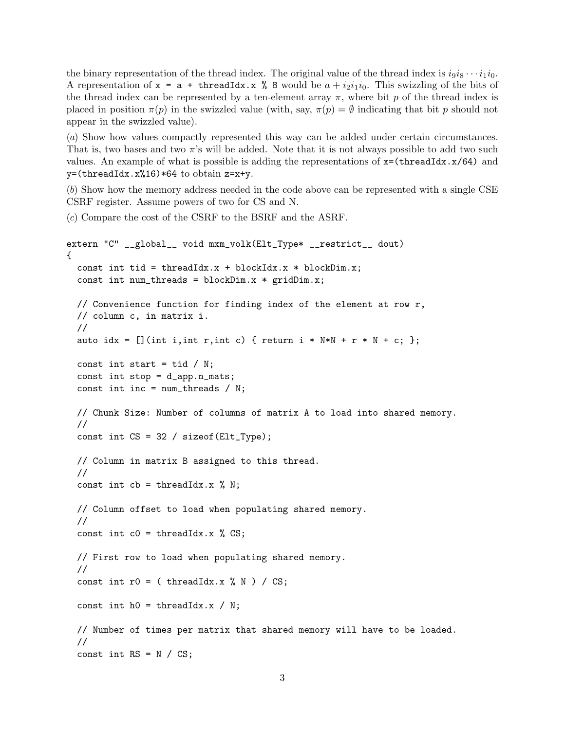the binary representation of the thread index. The original value of the thread index is $i_9 i_8 \cdots i_1 i_0$. A representation of `x = a + threadIdx.x % 8` would be $a + i_2 i_1 i_0$. This swizzling of the bits of the thread index can be represented by a ten-element array $\pi$, where bit $p$ of the thread index is placed in position $\pi(p)$ in the swizzled value (with, say, $\pi(p) = \emptyset$ indicating that bit $p$ should not appear in the swizzled value).

(*a*) Show how values compactly represented this way can be added under certain circumstances. That is, two bases and two $\pi$'s will be added. Note that it is not always possible to add two such values. An example of what is possible is adding the representations of `x=(threadIdx.x/64)` and `y=(threadIdx.x%16)*64` to obtain `z=x+y`.

(*b*) Show how the memory address needed in the code above can be represented with a single CSE CSRF register. Assume powers of two for CS and N.

(*c*) Compare the cost of the CSRF to the BSRF and the ASRF.

```
extern "C" __global__ void mxm_volk(Elt_Type* __restrict__ dout)
{
  const int tid = threadIdx.x + blockIdx.x * blockDim.x;
  const int num_threads = blockDim.x * gridDim.x;

  // Convenience function for finding index of the element at row r,
  // column c, in matrix i.
  //
  auto idx = [](int i,int r,int c) { return i * N*N + r * N + c; };

  const int start = tid / N;
  const int stop = d_app.n_mats;
  const int inc = num_threads / N;

  // Chunk Size: Number of columns of matrix A to load into shared memory.
  //
  const int CS = 32 / sizeof(Elt_Type);

  // Column in matrix B assigned to this thread.
  //
  const int cb = threadIdx.x % N;

  // Column offset to load when populating shared memory.
  //
  const int c0 = threadIdx.x % CS;

  // First row to load when populating shared memory.
  //
  const int r0 = ( threadIdx.x % N ) / CS;

  const int h0 = threadIdx.x / N;

  // Number of times per matrix that shared memory will have to be loaded.
  //
  const int RS = N / CS;
```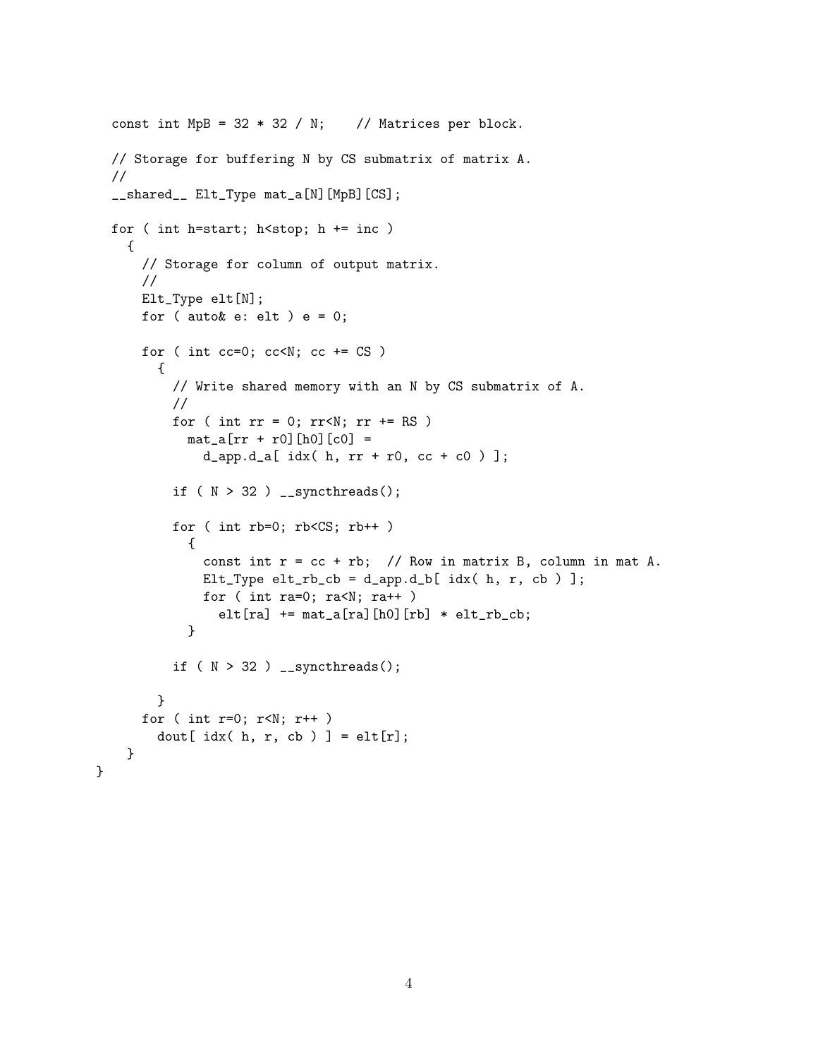```
  const int MpB = 32 * 32 / N;    // Matrices per block.

  // Storage for buffering N by CS submatrix of matrix A.
  //
  __shared__ Elt_Type mat_a[N][MpB][CS];

  for ( int h=start; h<stop; h += inc )
    {
      // Storage for column of output matrix.
      //
      Elt_Type elt[N];
      for ( auto& e: elt ) e = 0;

      for ( int cc=0; cc<N; cc += CS )
        {
          // Write shared memory with an N by CS submatrix of A.
          //
          for ( int rr = 0; rr<N; rr += RS )
            mat_a[rr + r0][h0][c0] =
              d_app.d_a[ idx( h, rr + r0, cc + c0 ) ];

          if ( N > 32 ) __syncthreads();

          for ( int rb=0; rb<CS; rb++ )
            {
              const int r = cc + rb;  // Row in matrix B, column in mat A.
              Elt_Type elt_rb_cb = d_app.d_b[ idx( h, r, cb ) ];
              for ( int ra=0; ra<N; ra++ )
                elt[ra] += mat_a[ra][h0][rb] * elt_rb_cb;
            }

          if ( N > 32 ) __syncthreads();

        }
      for ( int r=0; r<N; r++ )
        dout[ idx( h, r, cb ) ] = elt[r];
    }
}
```